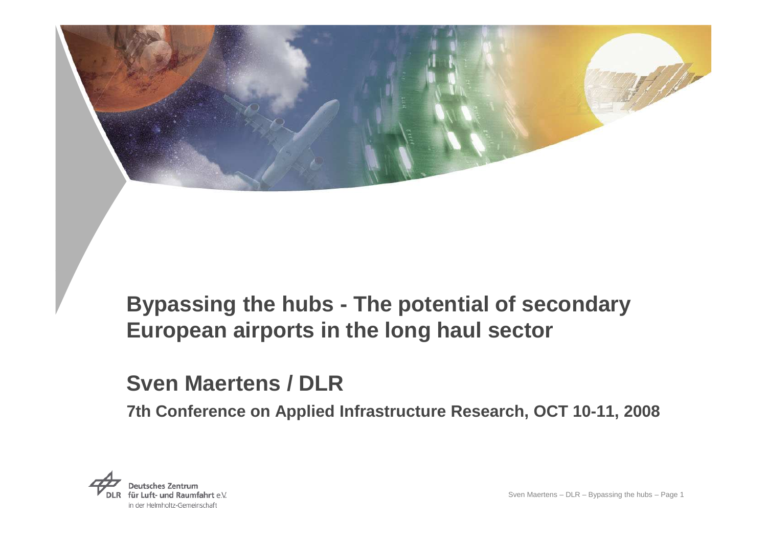# Bypassing the hubs - The potential of secondary European airports in the long haul sector

## Sven Maertens / DLR

**7th Conference on Applied Infrastructure Research, OCT 10-11, 2008**

Deutsches Zentrum für Luft- und Raumfahrt e.V. in der Helmholtz-Gemeinschaft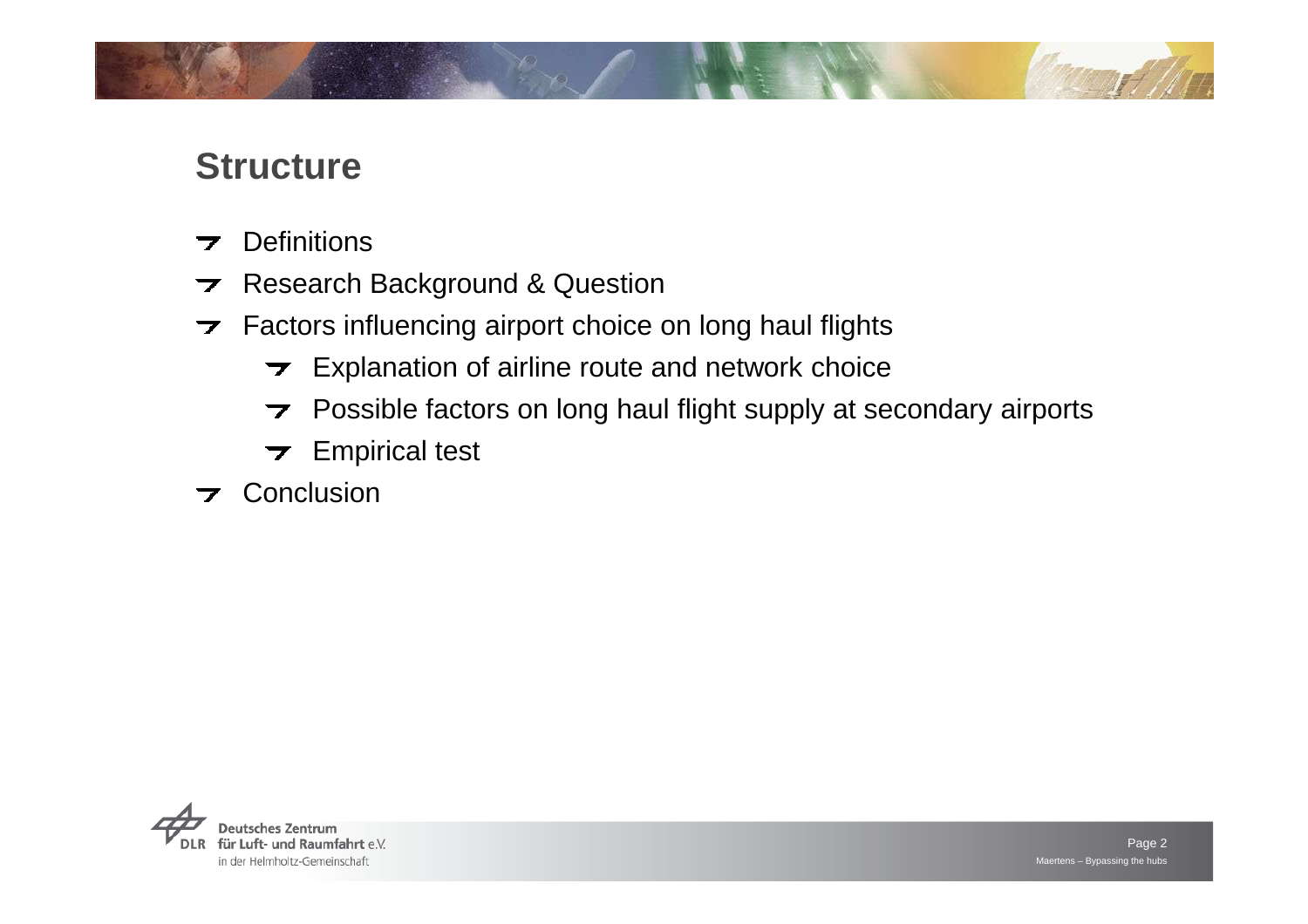## Structure

- Definitions
- Research Background & Question
- Factors influencing airport choice on long haul flights
  - Explanation of airline route and network choice
  - Possible factors on long haul flight supply at secondary airports
  - Empirical test
- Conclusion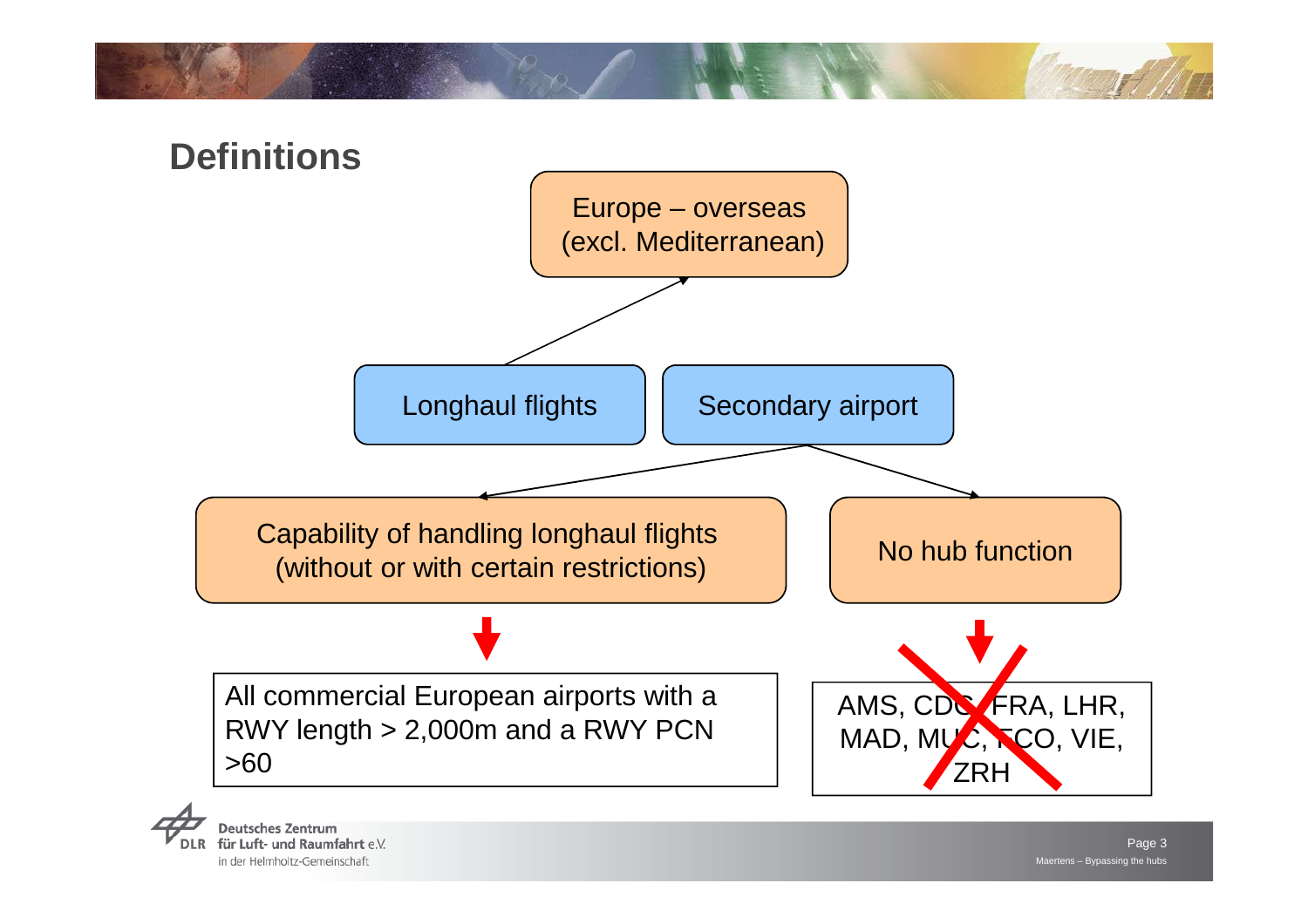# Definitions

Europe – overseas (excl. Mediterranean)

Longhaul flights

Secondary airport

Capability of handling longhaul flights (without or with certain restrictions)

No hub function

All commercial European airports with a RWY length > 2,000m and a RWY PCN >60

~~AMS, CDG, FRA, LHR, MAD, MUC, FCO, VIE, ZRH~~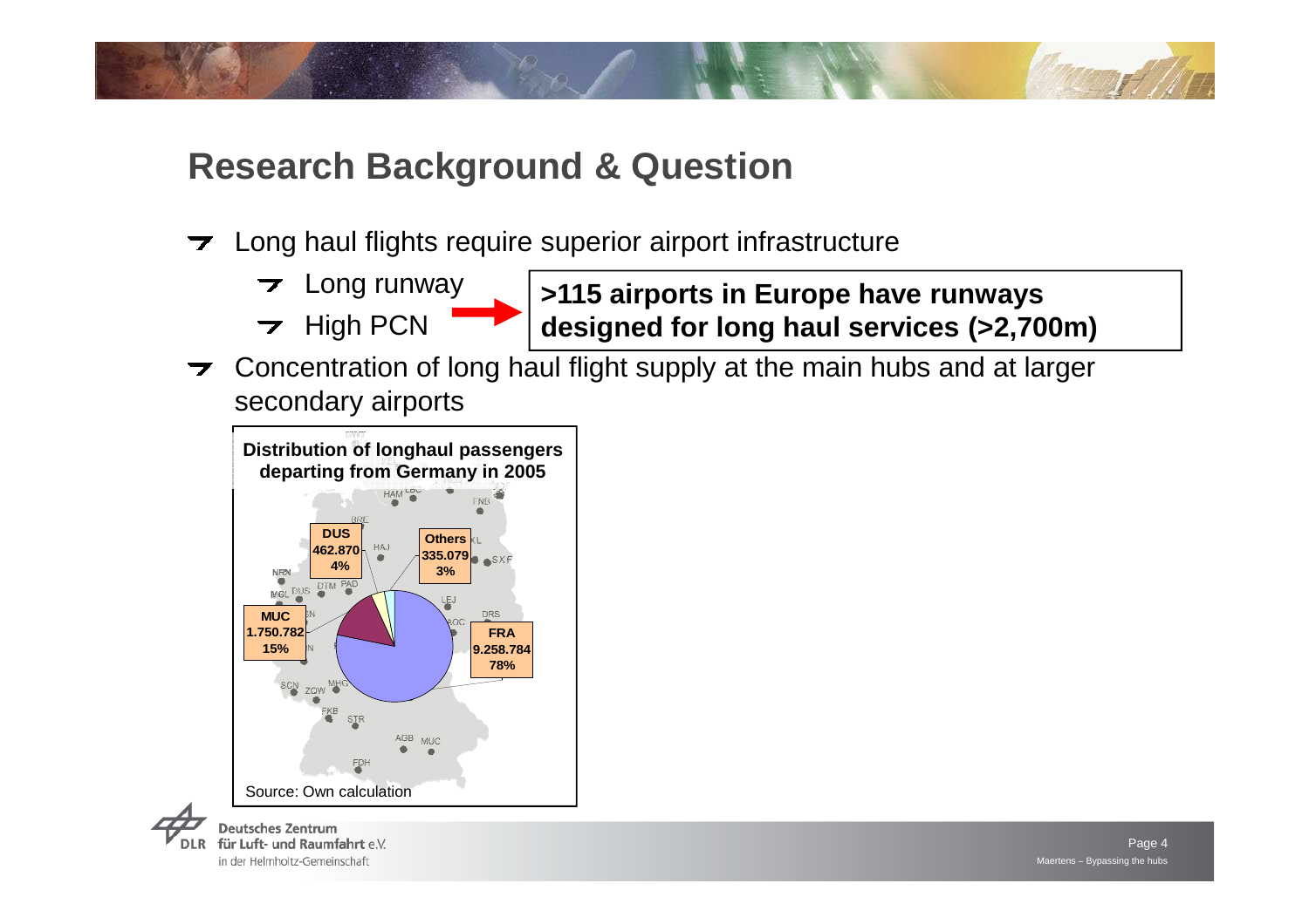## Research Background & Question

- Long haul flights require superior airport infrastructure
  - Long runway
  - High PCN

→ **>115 airports in Europe have runways designed for long haul services (>2,700m)**

- Concentration of long haul flight supply at the main hubs and at larger secondary airports

**Distribution of longhaul passengers departing from Germany in 2005**

| Airport | Passengers | Share |
| --- | --- | --- |
| FRA | 9.258.784 | 78% |
| MUC | 1.750.782 | 15% |
| DUS | 462.870 | 4% |
| Others | 335.079 | 3% |

Source: Own calculation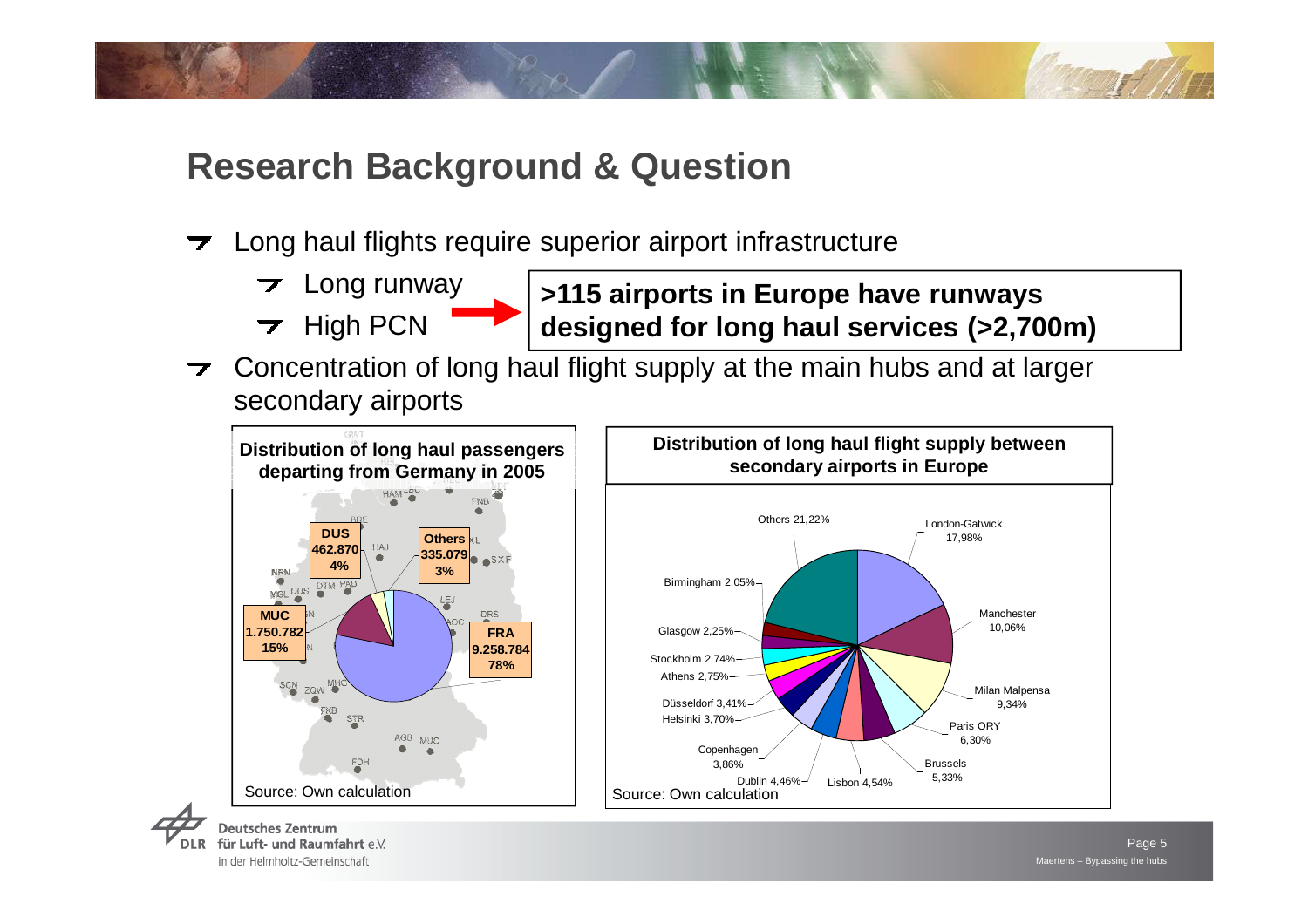# Research Background & Question

- Long haul flights require superior airport infrastructure
  - Long runway
  - High PCN

**>115 airports in Europe have runways designed for long haul services (>2,700m)**

- Concentration of long haul flight supply at the main hubs and at larger secondary airports

**Distribution of long haul passengers departing from Germany in 2005**

| Airport | Passengers | Share |
| --- | --- | --- |
| FRA | 9.258.784 | 78% |
| MUC | 1.750.782 | 15% |
| DUS | 462.870 | 4% |
| Others | 335.079 | 3% |

Source: Own calculation

**Distribution of long haul flight supply between secondary airports in Europe**

| Airport | Share |
| --- | --- |
| London-Gatwick | 17,98% |
| Manchester | 10,06% |
| Milan Malpensa | 9,34% |
| Paris ORY | 6,30% |
| Brussels | 5,33% |
| Lisbon | 4,54% |
| Dublin | 4,46% |
| Copenhagen | 3,86% |
| Helsinki | 3,70% |
| Düsseldorf | 3,41% |
| Athens | 2,75% |
| Stockholm | 2,74% |
| Glasgow | 2,25% |
| Birmingham | 2,05% |
| Others | 21,22% |

Source: Own calculation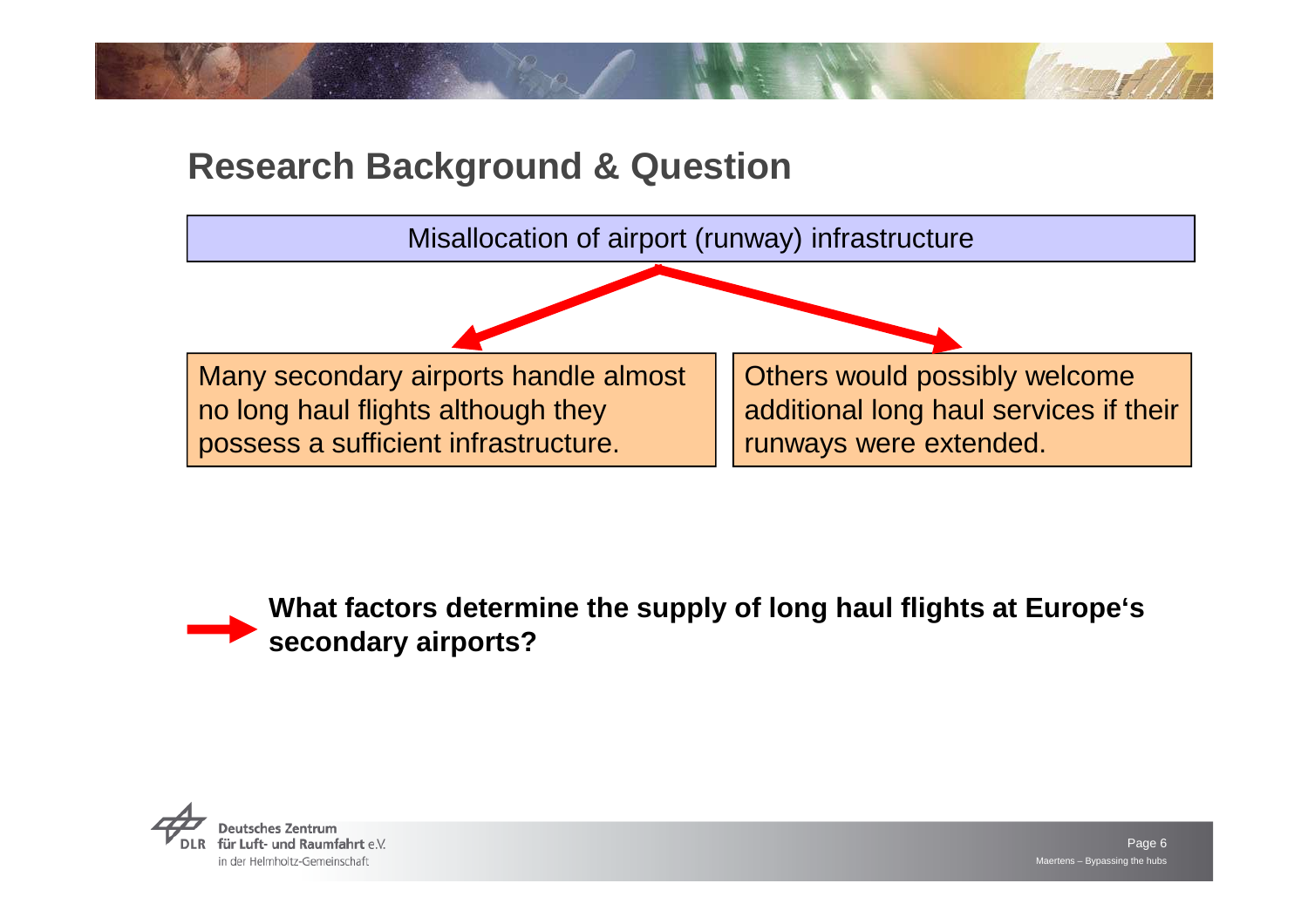# Research Background & Question

Misallocation of airport (runway) infrastructure

Many secondary airports handle almost no long haul flights although they possess a sufficient infrastructure.

Others would possibly welcome additional long haul services if their runways were extended.

**What factors determine the supply of long haul flights at Europe's secondary airports?**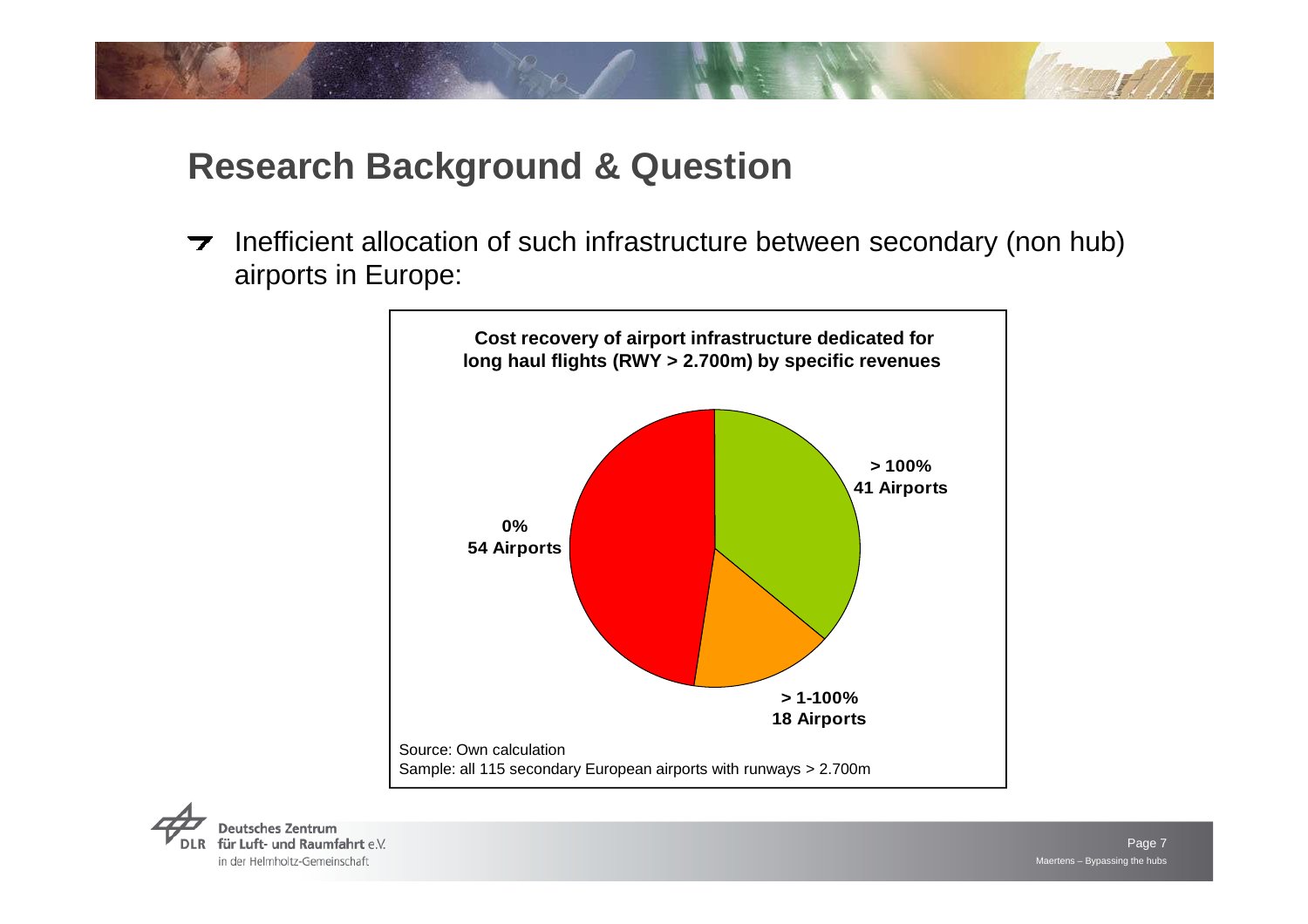# Research Background & Question

- Inefficient allocation of such infrastructure between secondary (non hub) airports in Europe:

**Cost recovery of airport infrastructure dedicated for long haul flights (RWY > 2.700m) by specific revenues**

**> 100%**
**41 Airports**

**0%**
**54 Airports**

**> 1-100%**
**18 Airports**

Source: Own calculation
Sample: all 115 secondary European airports with runways > 2.700m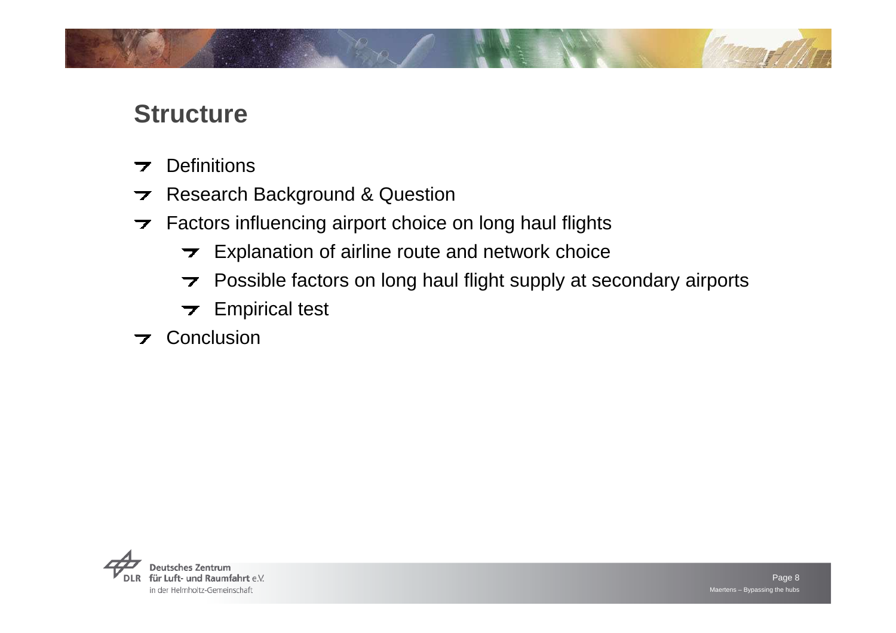## Structure

- Definitions
- Research Background & Question
- Factors influencing airport choice on long haul flights
  - Explanation of airline route and network choice
  - Possible factors on long haul flight supply at secondary airports
  - Empirical test
- Conclusion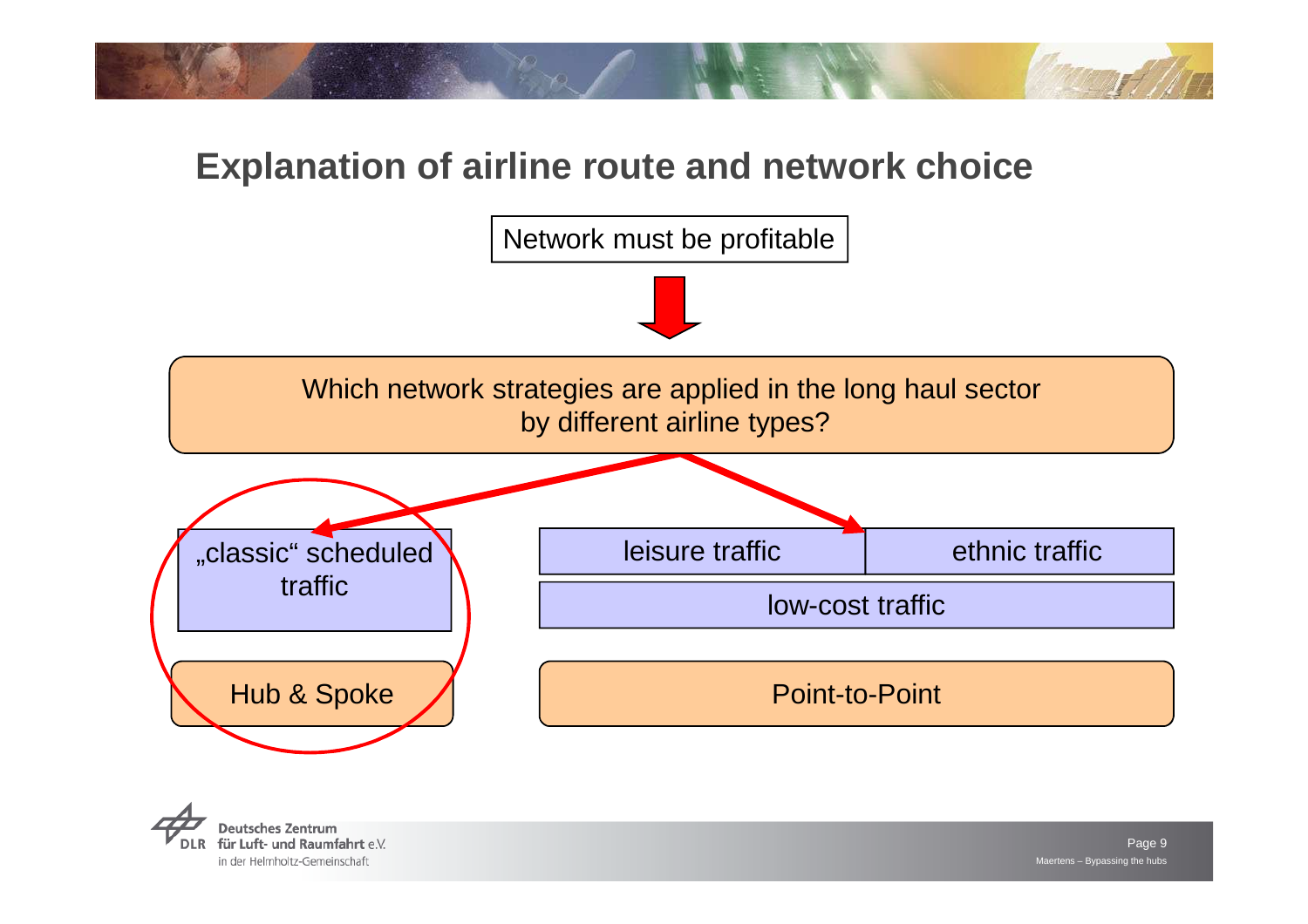# Explanation of airline route and network choice

Network must be profitable

Which network strategies are applied in the long haul sector by different airline types?

„classic" scheduled traffic

Hub & Spoke

leisure traffic

ethnic traffic

low-cost traffic

Point-to-Point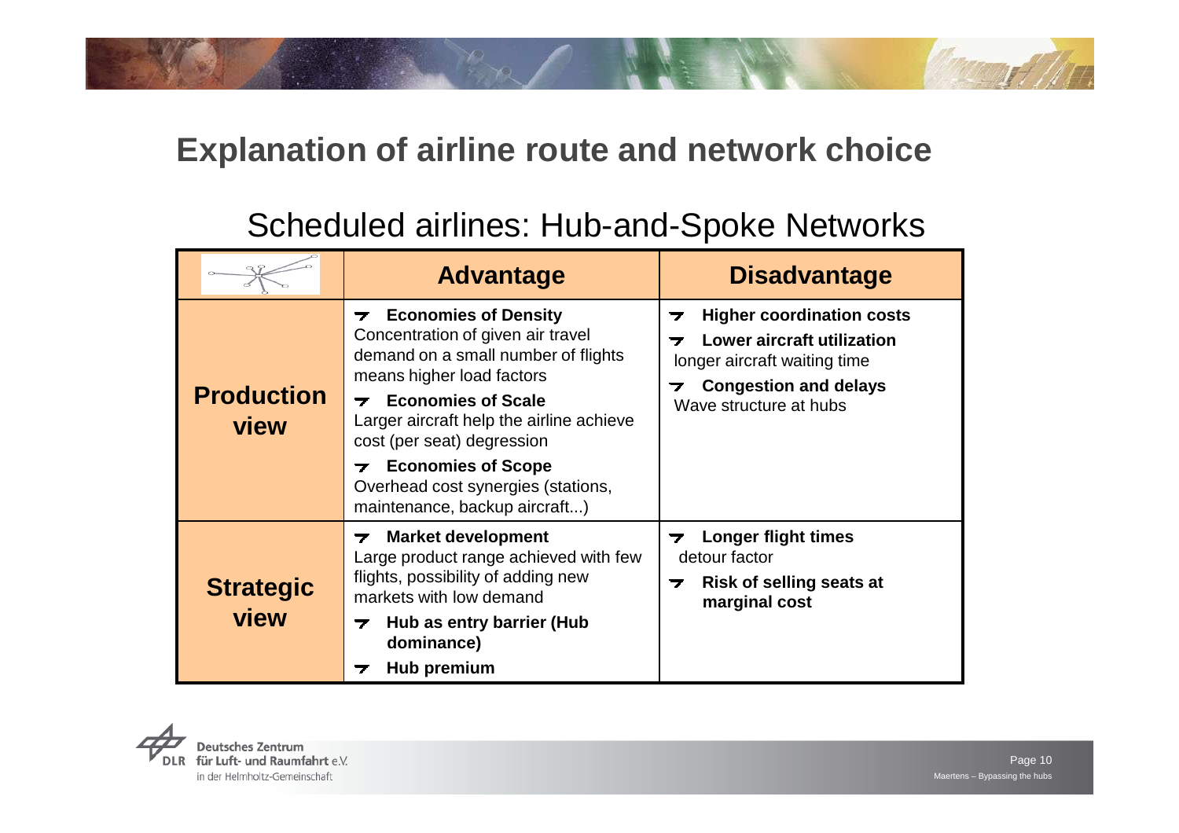# Explanation of airline route and network choice

## Scheduled airlines: Hub-and-Spoke Networks

| | Advantage | Disadvantage |
|---|---|---|
| **Production view** | **Economies of Density**<br>Concentration of given air travel demand on a small number of flights means higher load factors<br>**Economies of Scale**<br>Larger aircraft help the airline achieve cost (per seat) degression<br>**Economies of Scope**<br>Overhead cost synergies (stations, maintenance, backup aircraft...) | **Higher coordination costs**<br>**Lower aircraft utilization**<br>longer aircraft waiting time<br>**Congestion and delays**<br>Wave structure at hubs |
| **Strategic view** | **Market development**<br>Large product range achieved with few flights, possibility of adding new markets with low demand<br>**Hub as entry barrier (Hub dominance)**<br>**Hub premium** | **Longer flight times**<br>detour factor<br>**Risk of selling seats at marginal cost** |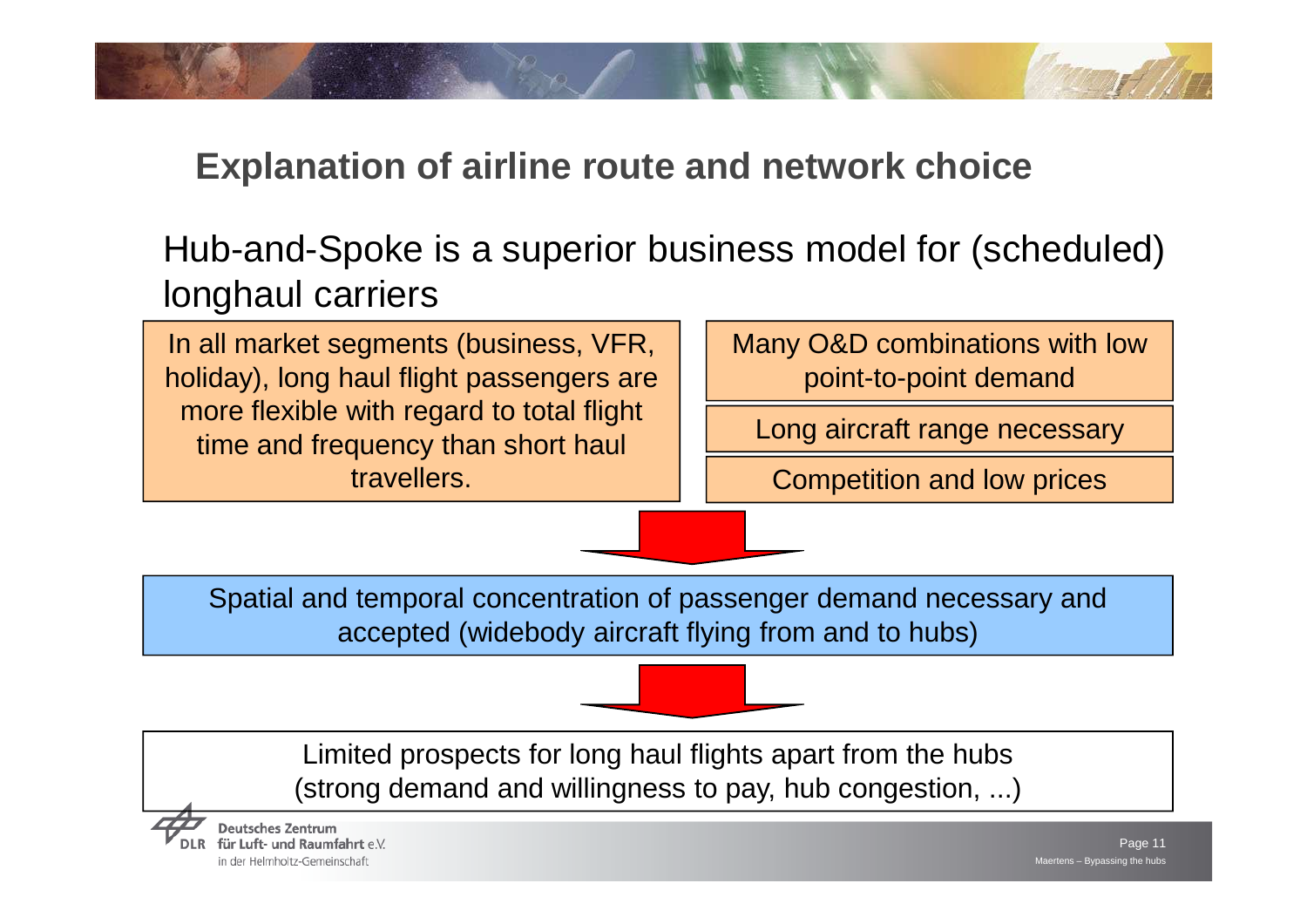# Explanation of airline route and network choice

## Hub-and-Spoke is a superior business model for (scheduled) longhaul carriers

In all market segments (business, VFR, holiday), long haul flight passengers are more flexible with regard to total flight time and frequency than short haul travellers.

Many O&D combinations with low point-to-point demand

Long aircraft range necessary

Competition and low prices

Spatial and temporal concentration of passenger demand necessary and accepted (widebody aircraft flying from and to hubs)

Limited prospects for long haul flights apart from the hubs (strong demand and willingness to pay, hub congestion, ...)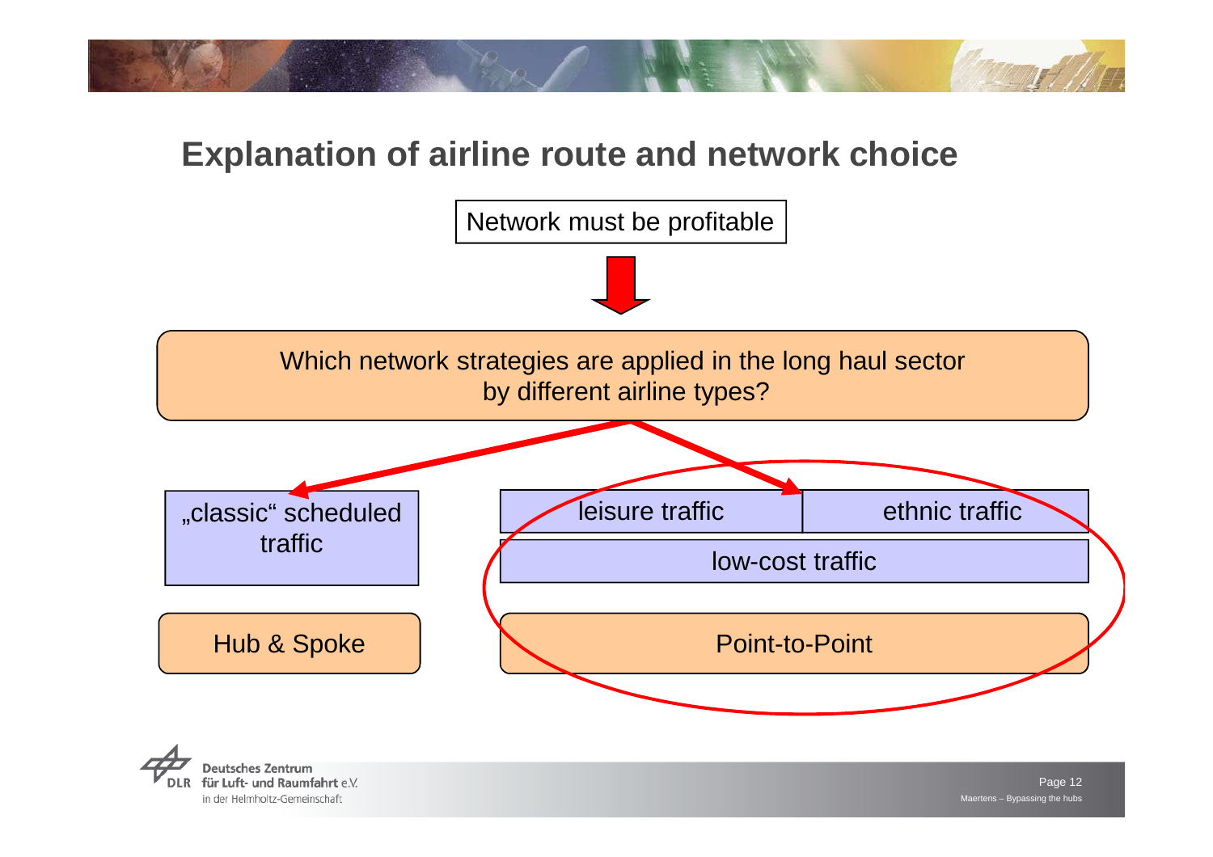# Explanation of airline route and network choice

Network must be profitable

Which network strategies are applied in the long haul sector by different airline types?

| „classic“ scheduled traffic | leisure traffic | ethnic traffic |
| --- | --- | --- |
| | low-cost traffic | |
| Hub & Spoke | Point-to-Point | |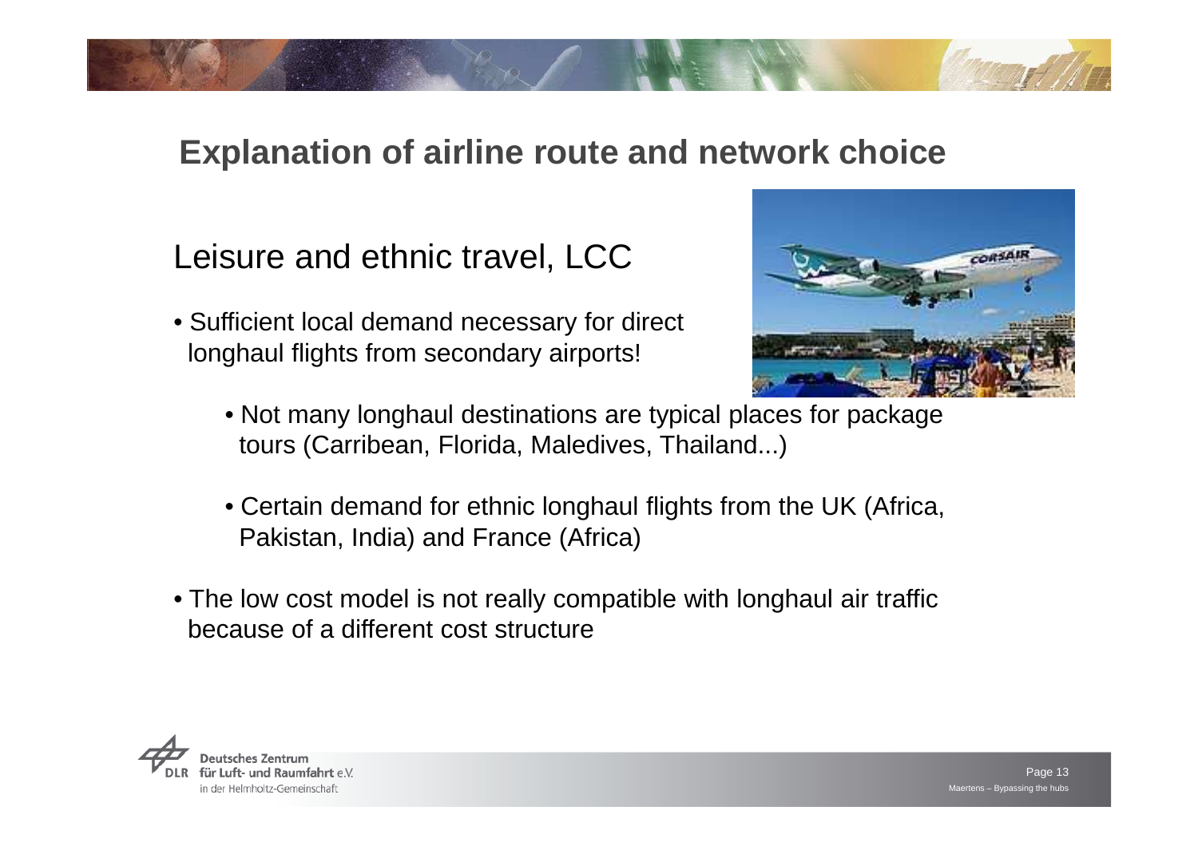# Explanation of airline route and network choice

## Leisure and ethnic travel, LCC

- Sufficient local demand necessary for direct longhaul flights from secondary airports!
  - Not many longhaul destinations are typical places for package tours (Carribean, Florida, Maledives, Thailand...)
  - Certain demand for ethnic longhaul flights from the UK (Africa, Pakistan, India) and France (Africa)
- The low cost model is not really compatible with longhaul air traffic because of a different cost structure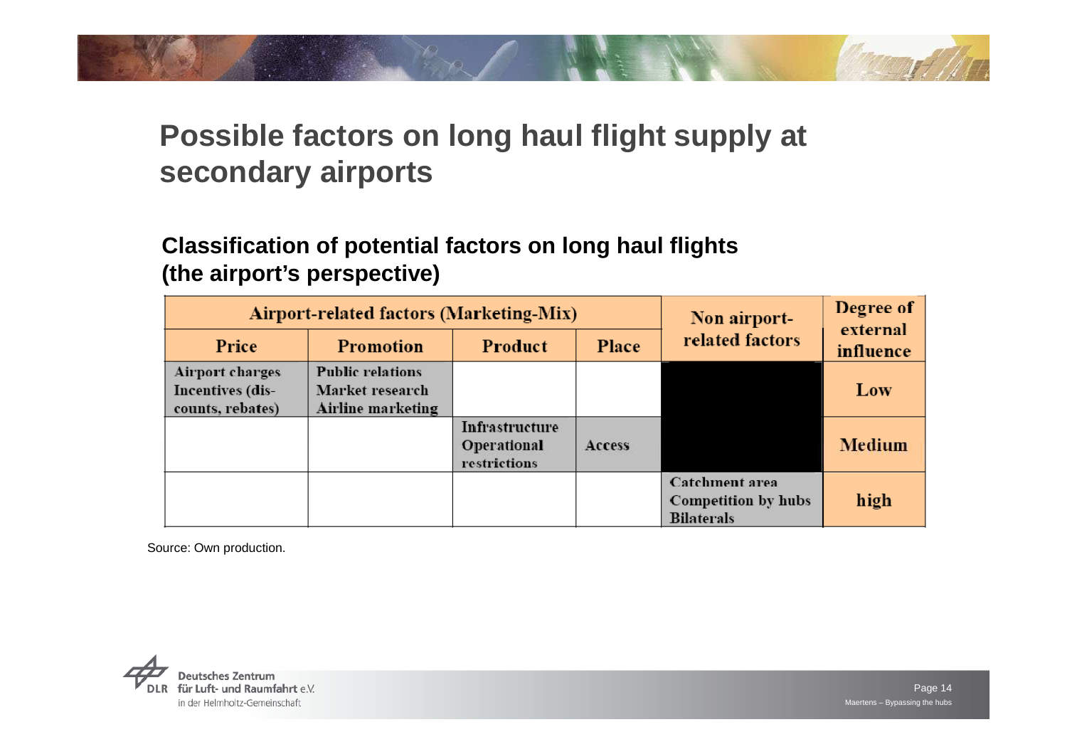# Possible factors on long haul flight supply at secondary airports

## Classification of potential factors on long haul flights (the airport's perspective)

| Airport-related factors (Marketing-Mix) | | | | Non airport-related factors | Degree of external influence |
|---|---|---|---|---|---|
| Price | Promotion | Product | Place | | |
| Airport charges<br>Incentives (dis-counts, rebates) | Public relations<br>Market research<br>Airline marketing | | | | Low |
| | | Infrastructure<br>Operational restrictions | Access | | Medium |
| | | | | Catchment area<br>Competition by hubs<br>Bilaterals | high |

Source: Own production.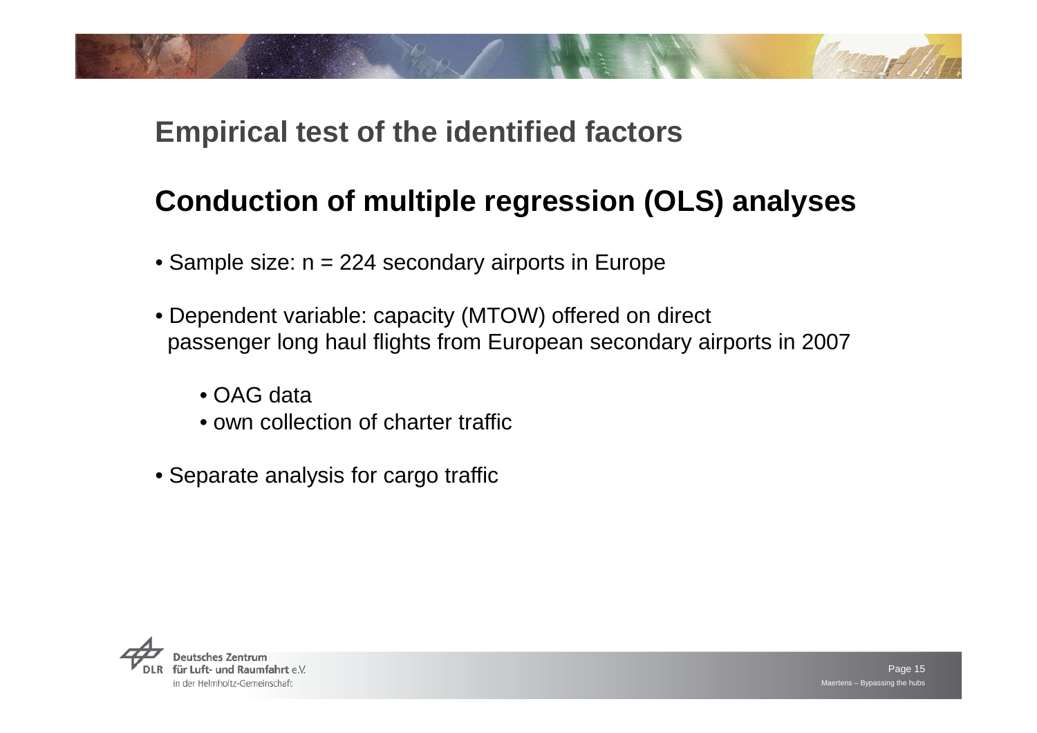## Empirical test of the identified factors

# Conduction of multiple regression (OLS) analyses

- Sample size: n = 224 secondary airports in Europe
- Dependent variable: capacity (MTOW) offered on direct passenger long haul flights from European secondary airports in 2007
  - OAG data
  - own collection of charter traffic
- Separate analysis for cargo traffic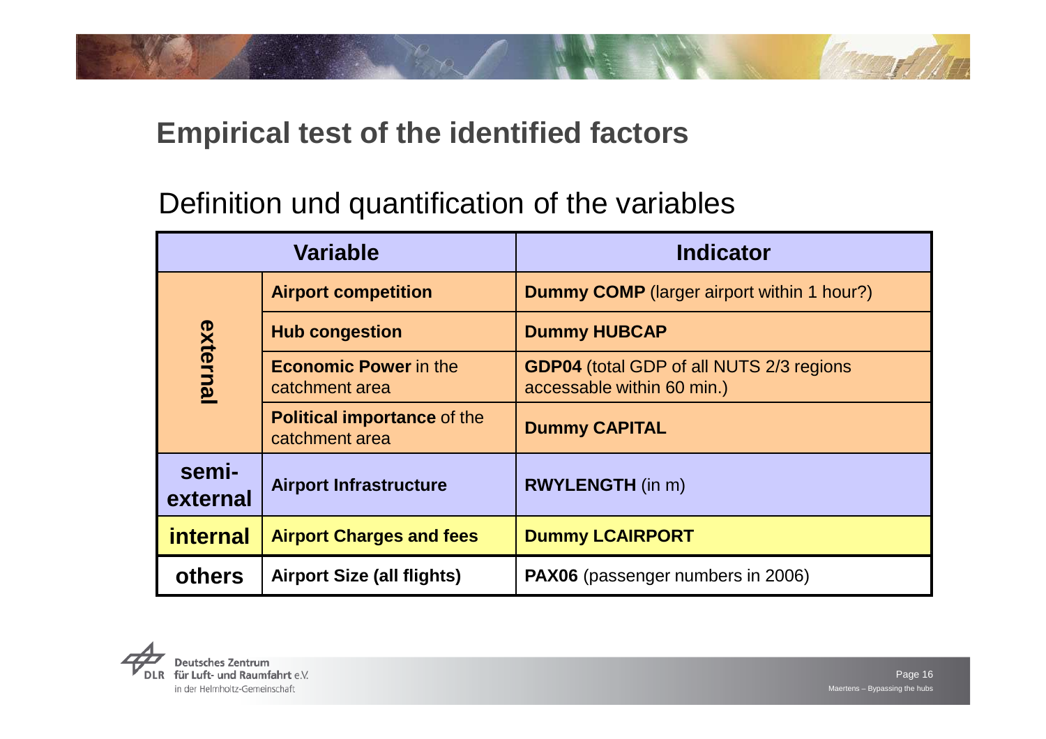# Empirical test of the identified factors

## Definition und quantification of the variables

| Variable | | Indicator |
|---|---|---|
| external | **Airport competition** | **Dummy COMP** (larger airport within 1 hour?) |
| | **Hub congestion** | **Dummy HUBCAP** |
| | **Economic Power** in the catchment area | **GDP04** (total GDP of all NUTS 2/3 regions accessable within 60 min.) |
| | **Political importance** of the catchment area | **Dummy CAPITAL** |
| **semi-external** | **Airport Infrastructure** | **RWYLENGTH** (in m) |
| **internal** | **Airport Charges and fees** | **Dummy LCAIRPORT** |
| **others** | **Airport Size (all flights)** | **PAX06** (passenger numbers in 2006) |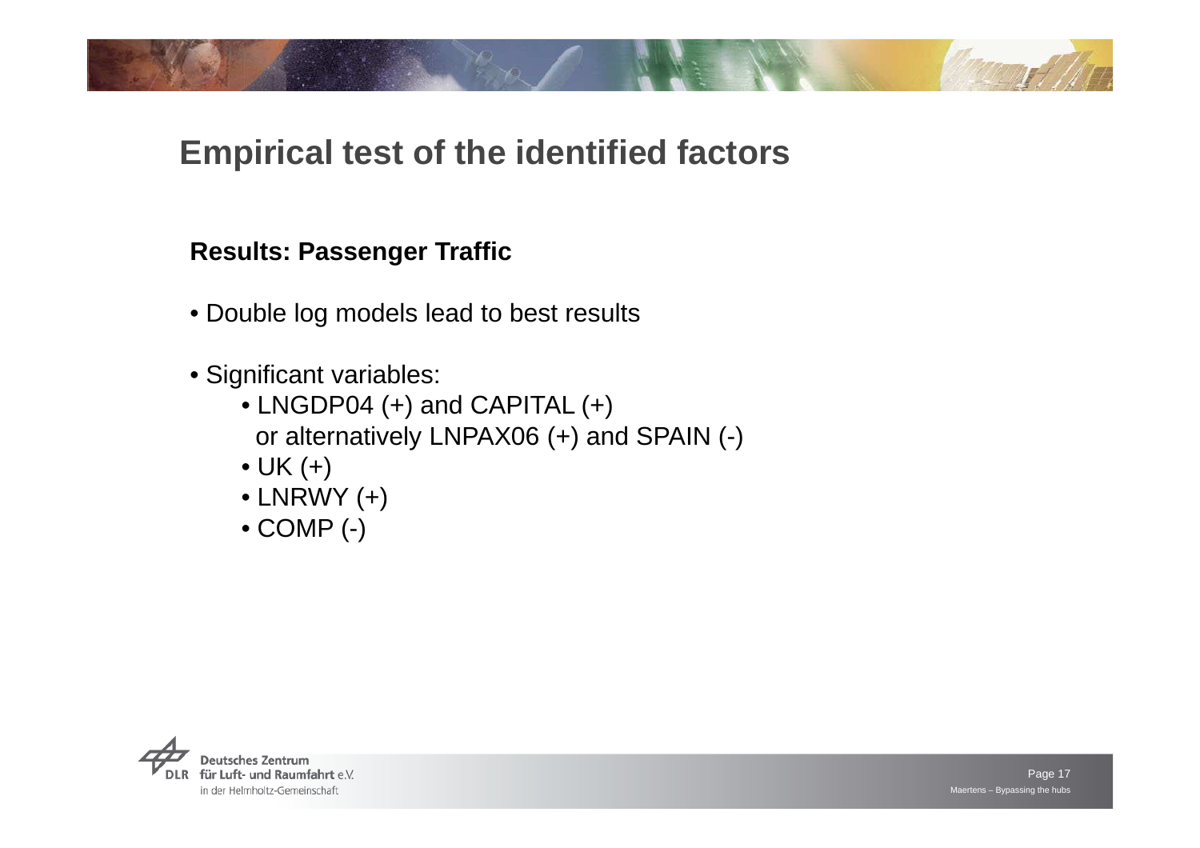# Empirical test of the identified factors

## Results: Passenger Traffic

- Double log models lead to best results
- Significant variables:
  - LNGDP04 (+) and CAPITAL (+) or alternatively LNPAX06 (+) and SPAIN (-)
  - UK (+)
  - LNRWY (+)
  - COMP (-)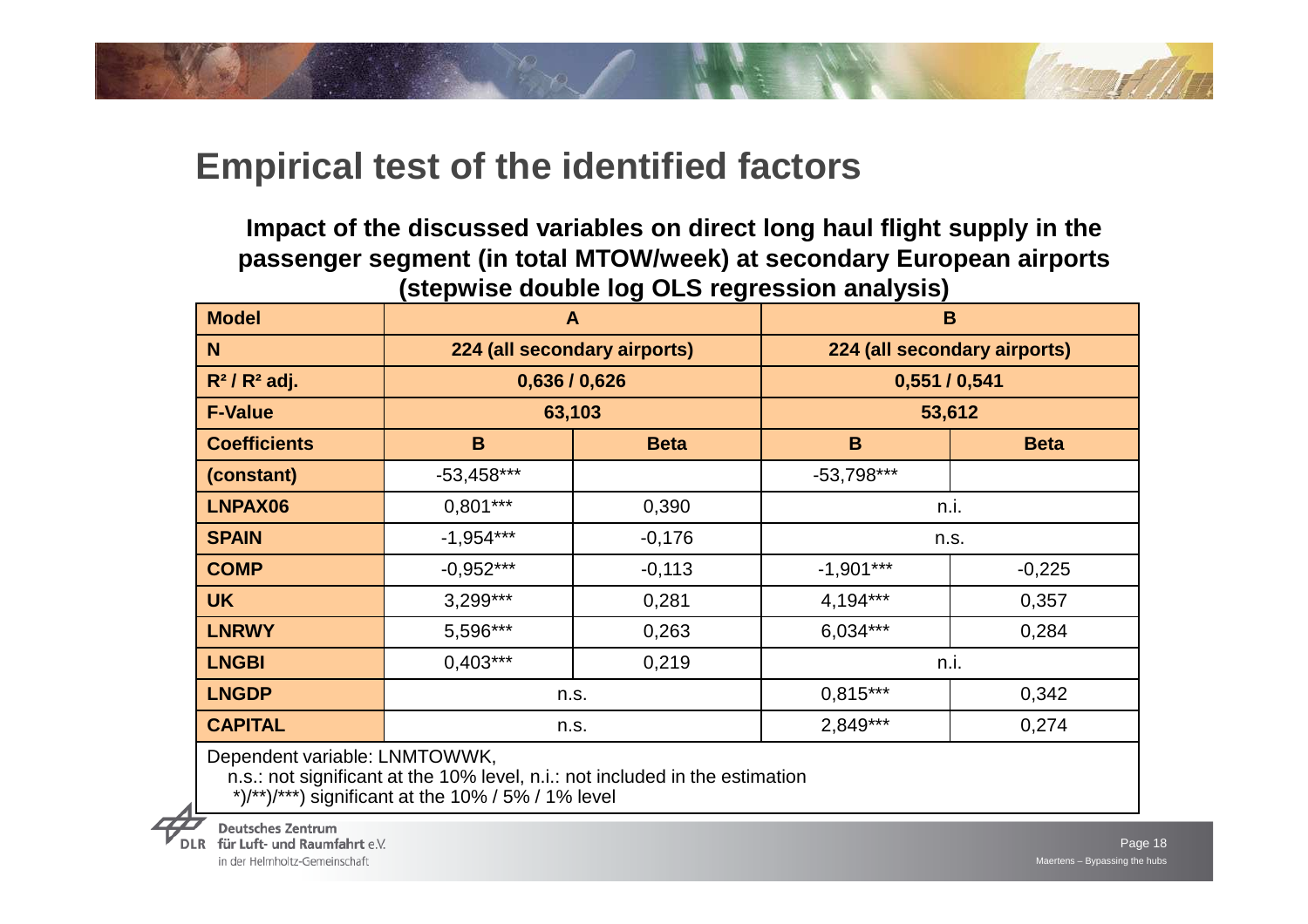# Empirical test of the identified factors

**Impact of the discussed variables on direct long haul flight supply in the passenger segment (in total MTOW/week) at secondary European airports (stepwise double log OLS regression analysis)**

| Model | A | | B | |
|---|---|---|---|---|
| N | 224 (all secondary airports) | | 224 (all secondary airports) | |
| $R^2$ / $R^2$ adj. | 0,636 / 0,626 | | 0,551 / 0,541 | |
| F-Value | 63,103 | | 53,612 | |
| Coefficients | B | Beta | B | Beta |
| (constant) | -53,458*** | | -53,798*** | |
| LNPAX06 | 0,801*** | 0,390 | n.i. | |
| SPAIN | -1,954*** | -0,176 | n.s. | |
| COMP | -0,952*** | -0,113 | -1,901*** | -0,225 |
| UK | 3,299*** | 0,281 | 4,194*** | 0,357 |
| LNRWY | 5,596*** | 0,263 | 6,034*** | 0,284 |
| LNGBI | 0,403*** | 0,219 | n.i. | |
| LNGDP | n.s. | | 0,815*** | 0,342 |
| CAPITAL | n.s. | | 2,849*** | 0,274 |

Dependent variable: LNMTOWWK,
n.s.: not significant at the 10% level, n.i.: not included in the estimation
*)/**)/***) significant at the 10% / 5% / 1% level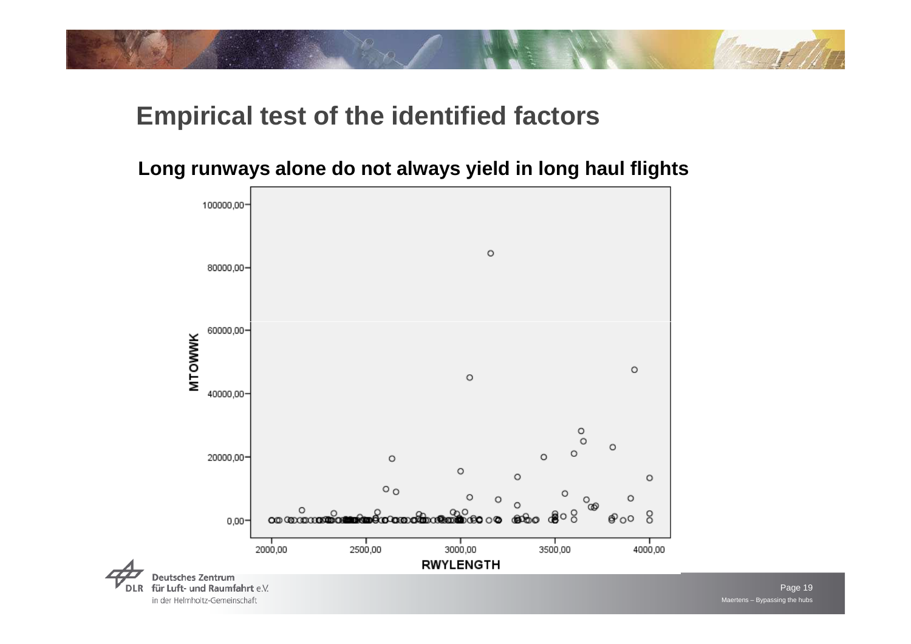# Empirical test of the identified factors

## Long runways alone do not always yield in long haul flights

MTOWWK

100000,00
80000,00
60000,00
40000,00
20000,00
0,00

2000,00 2500,00 3000,00 3500,00 4000,00

RWYLENGTH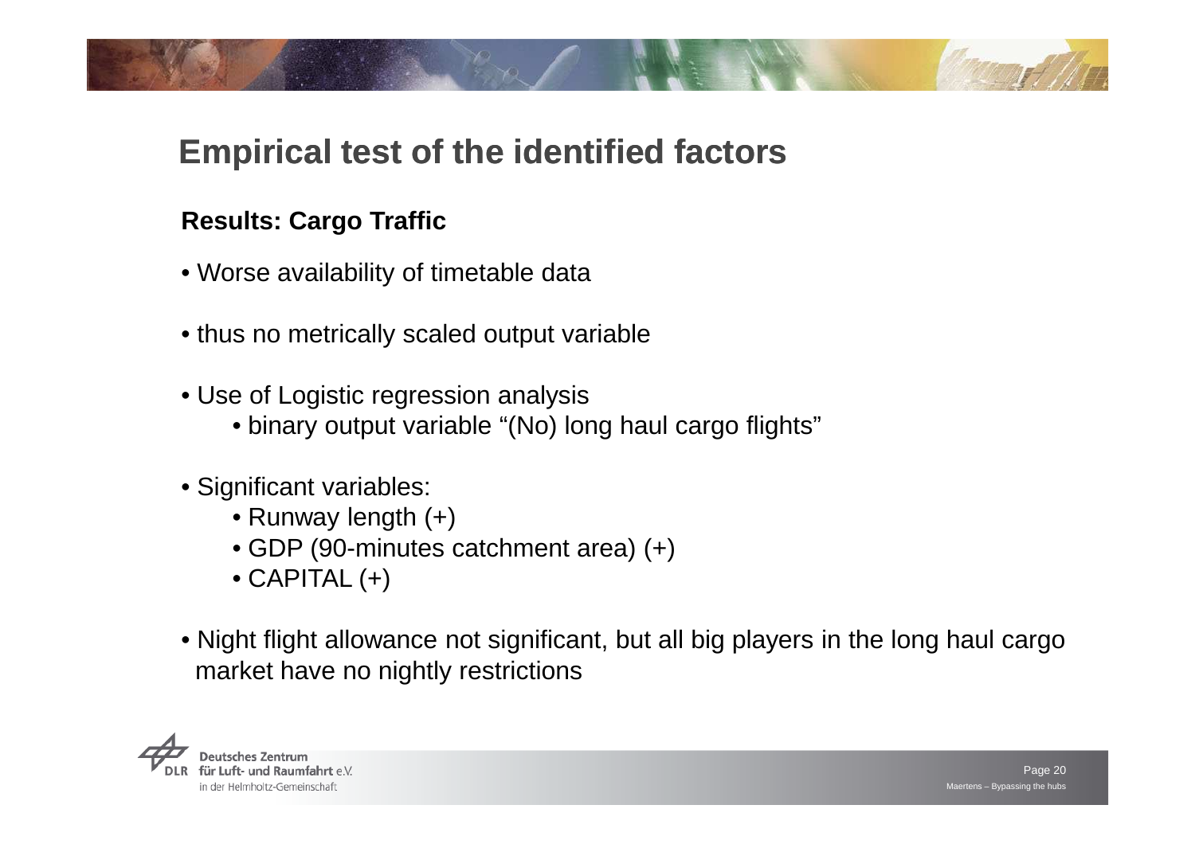# Empirical test of the identified factors

## Results: Cargo Traffic

- Worse availability of timetable data
- thus no metrically scaled output variable
- Use of Logistic regression analysis
  - binary output variable "(No) long haul cargo flights"
- Significant variables:
  - Runway length (+)
  - GDP (90-minutes catchment area) (+)
  - CAPITAL (+)
- Night flight allowance not significant, but all big players in the long haul cargo market have no nightly restrictions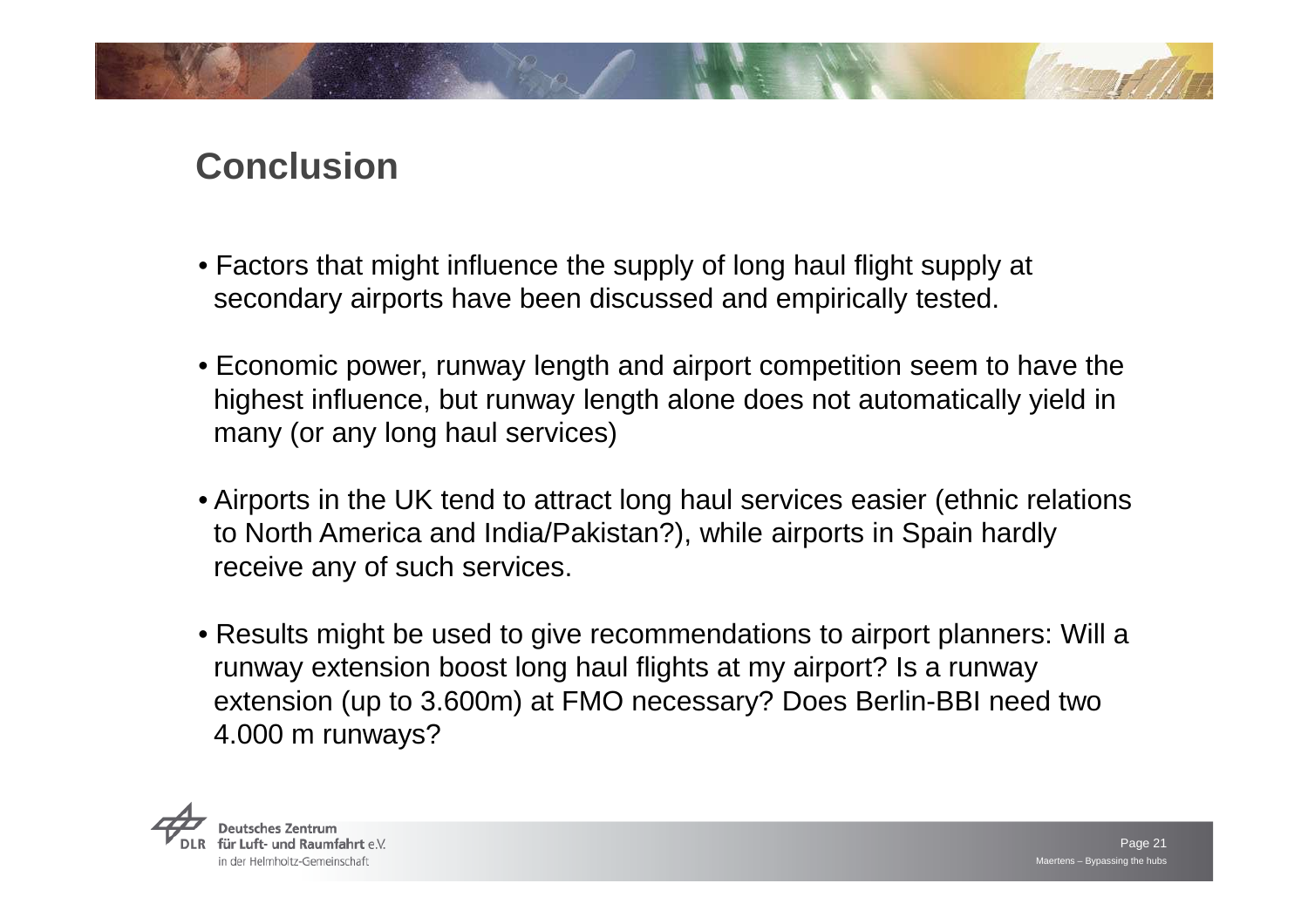# Conclusion

- Factors that might influence the supply of long haul flight supply at secondary airports have been discussed and empirically tested.
- Economic power, runway length and airport competition seem to have the highest influence, but runway length alone does not automatically yield in many (or any long haul services)
- Airports in the UK tend to attract long haul services easier (ethnic relations to North America and India/Pakistan?), while airports in Spain hardly receive any of such services.
- Results might be used to give recommendations to airport planners: Will a runway extension boost long haul flights at my airport? Is a runway extension (up to 3.600m) at FMO necessary? Does Berlin-BBI need two 4.000 m runways?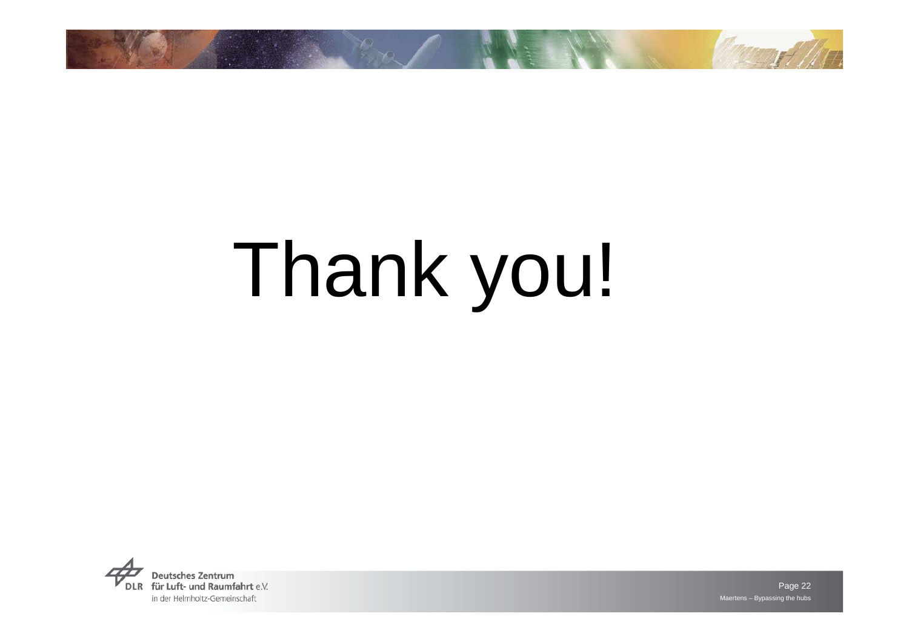# Thank you!